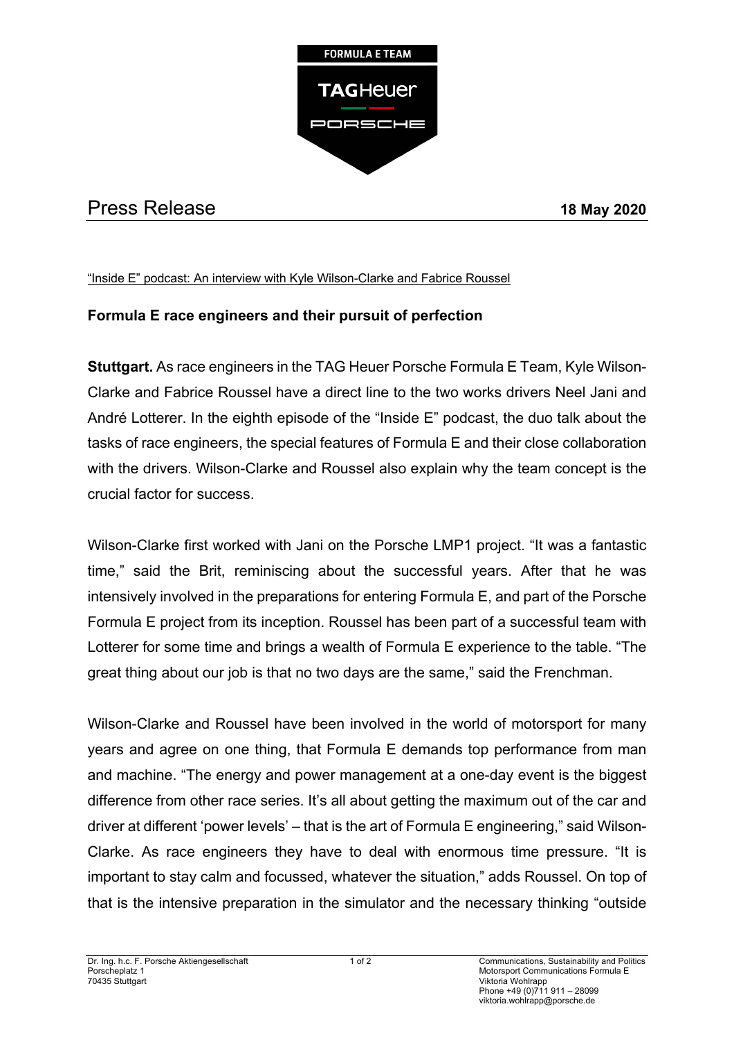FORMULA E TEAM

TAG Heuer

PORSCHE

# Press Release

**18 May 2020**

"Inside E" podcast: An interview with Kyle Wilson-Clarke and Fabrice Roussel

## Formula E race engineers and their pursuit of perfection

**Stuttgart.** As race engineers in the TAG Heuer Porsche Formula E Team, Kyle Wilson-Clarke and Fabrice Roussel have a direct line to the two works drivers Neel Jani and André Lotterer. In the eighth episode of the "Inside E" podcast, the duo talk about the tasks of race engineers, the special features of Formula E and their close collaboration with the drivers. Wilson-Clarke and Roussel also explain why the team concept is the crucial factor for success.

Wilson-Clarke first worked with Jani on the Porsche LMP1 project. "It was a fantastic time," said the Brit, reminiscing about the successful years. After that he was intensively involved in the preparations for entering Formula E, and part of the Porsche Formula E project from its inception. Roussel has been part of a successful team with Lotterer for some time and brings a wealth of Formula E experience to the table. "The great thing about our job is that no two days are the same," said the Frenchman.

Wilson-Clarke and Roussel have been involved in the world of motorsport for many years and agree on one thing, that Formula E demands top performance from man and machine. "The energy and power management at a one-day event is the biggest difference from other race series. It's all about getting the maximum out of the car and driver at different 'power levels' – that is the art of Formula E engineering," said Wilson-Clarke. As race engineers they have to deal with enormous time pressure. "It is important to stay calm and focussed, whatever the situation," adds Roussel. On top of that is the intensive preparation in the simulator and the necessary thinking "outside

Dr. Ing. h.c. F. Porsche Aktiengesellschaft
Porscheplatz 1
70435 Stuttgart

Communications, Sustainability and Politics
Motorsport Communications Formula E
Viktoria Wohlrapp
Phone +49 (0)711 911 – 28099
viktoria.wohlrapp@porsche.de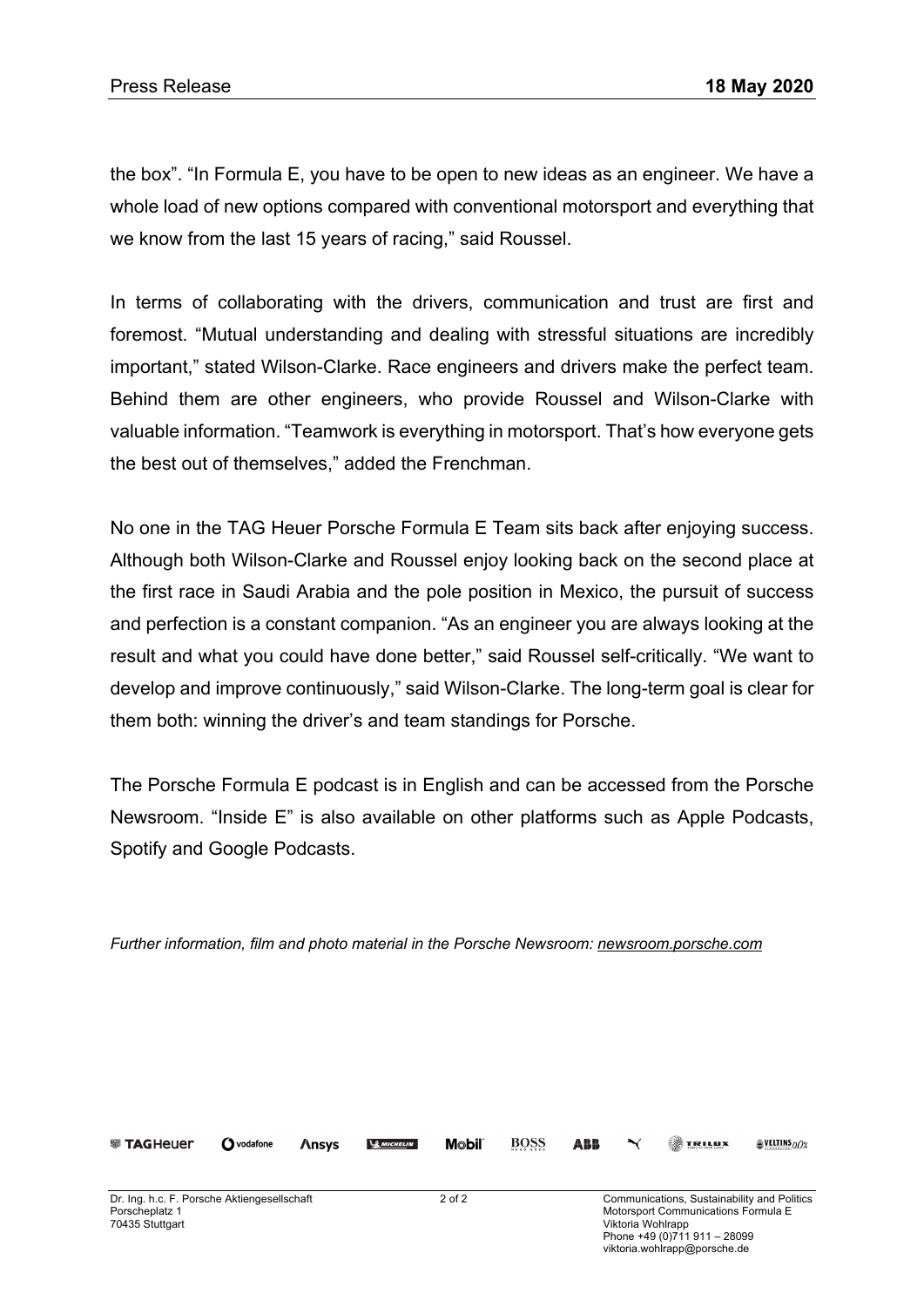the box". "In Formula E, you have to be open to new ideas as an engineer. We have a whole load of new options compared with conventional motorsport and everything that we know from the last 15 years of racing," said Roussel.

In terms of collaborating with the drivers, communication and trust are first and foremost. "Mutual understanding and dealing with stressful situations are incredibly important," stated Wilson-Clarke. Race engineers and drivers make the perfect team. Behind them are other engineers, who provide Roussel and Wilson-Clarke with valuable information. "Teamwork is everything in motorsport. That's how everyone gets the best out of themselves," added the Frenchman.

No one in the TAG Heuer Porsche Formula E Team sits back after enjoying success. Although both Wilson-Clarke and Roussel enjoy looking back on the second place at the first race in Saudi Arabia and the pole position in Mexico, the pursuit of success and perfection is a constant companion. "As an engineer you are always looking at the result and what you could have done better," said Roussel self-critically. "We want to develop and improve continuously," said Wilson-Clarke. The long-term goal is clear for them both: winning the driver's and team standings for Porsche.

The Porsche Formula E podcast is in English and can be accessed from the Porsche Newsroom. "Inside E" is also available on other platforms such as Apple Podcasts, Spotify and Google Podcasts.

*Further information, film and photo material in the Porsche Newsroom: newsroom.porsche.com*

TAG Heuer · vodafone · Ansys · MICHELIN · Mobil · BOSS · ABB · PUMA · TRILUX · VELTINS 0.0%

Dr. Ing. h.c. F. Porsche Aktiengesellschaft
Porscheplatz 1
70435 Stuttgart

Communications, Sustainability and Politics
Motorsport Communications Formula E
Viktoria Wohlrapp
Phone +49 (0)711 911 – 28099
viktoria.wohlrapp@porsche.de